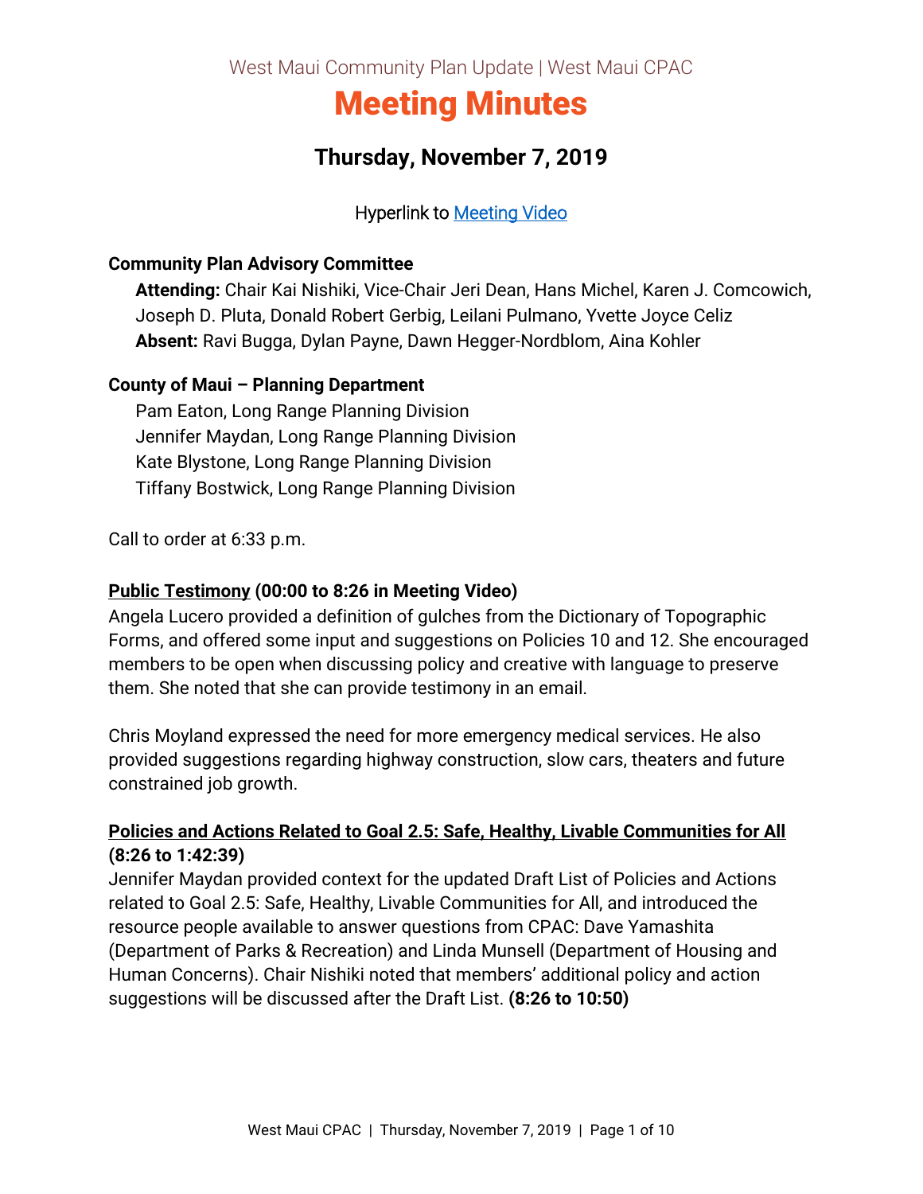West Maui Community Plan Update | West Maui CPAC

# Meeting Minutes

## Thursday, November 7, 2019

Hyperlink to [Meeting Video]

**Community Plan Advisory Committee**

**Attending:** Chair Kai Nishiki, Vice-Chair Jeri Dean, Hans Michel, Karen J. Comcowich, Joseph D. Pluta, Donald Robert Gerbig, Leilani Pulmano, Yvette Joyce Celiz
**Absent:** Ravi Bugga, Dylan Payne, Dawn Hegger-Nordblom, Aina Kohler

**County of Maui – Planning Department**

Pam Eaton, Long Range Planning Division
Jennifer Maydan, Long Range Planning Division
Kate Blystone, Long Range Planning Division
Tiffany Bostwick, Long Range Planning Division

Call to order at 6:33 p.m.

**Public Testimony (00:00 to 8:26 in Meeting Video)**

Angela Lucero provided a definition of gulches from the Dictionary of Topographic Forms, and offered some input and suggestions on Policies 10 and 12. She encouraged members to be open when discussing policy and creative with language to preserve them. She noted that she can provide testimony in an email.

Chris Moyland expressed the need for more emergency medical services. He also provided suggestions regarding highway construction, slow cars, theaters and future constrained job growth.

**Policies and Actions Related to Goal 2.5: Safe, Healthy, Livable Communities for All (8:26 to 1:42:39)**

Jennifer Maydan provided context for the updated Draft List of Policies and Actions related to Goal 2.5: Safe, Healthy, Livable Communities for All, and introduced the resource people available to answer questions from CPAC: Dave Yamashita (Department of Parks & Recreation) and Linda Munsell (Department of Housing and Human Concerns). Chair Nishiki noted that members' additional policy and action suggestions will be discussed after the Draft List. **(8:26 to 10:50)**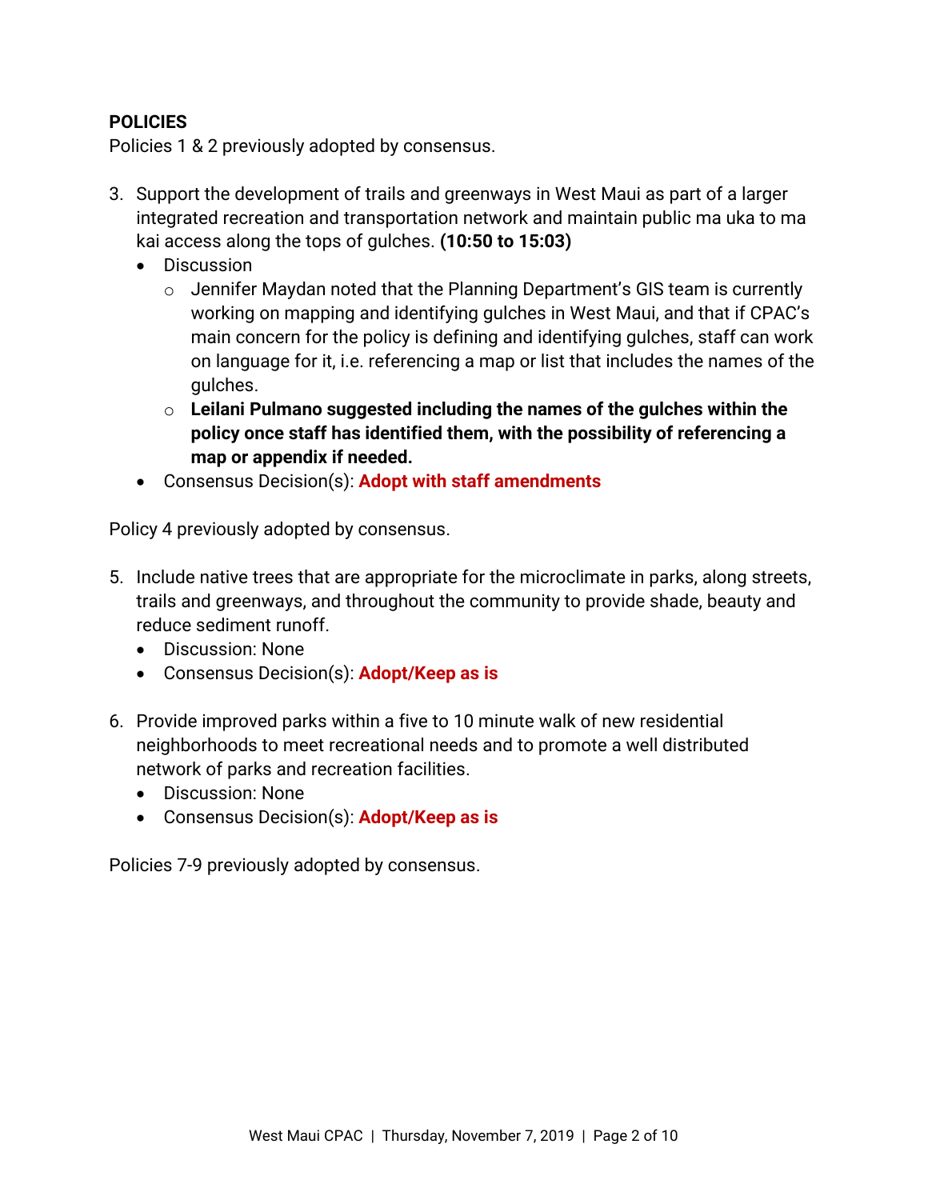**POLICIES**

Policies 1 & 2 previously adopted by consensus.

3. Support the development of trails and greenways in West Maui as part of a larger integrated recreation and transportation network and maintain public ma uka to ma kai access along the tops of gulches. **(10:50 to 15:03)**
   - Discussion
     - Jennifer Maydan noted that the Planning Department's GIS team is currently working on mapping and identifying gulches in West Maui, and that if CPAC's main concern for the policy is defining and identifying gulches, staff can work on language for it, i.e. referencing a map or list that includes the names of the gulches.
     - **Leilani Pulmano suggested including the names of the gulches within the policy once staff has identified them, with the possibility of referencing a map or appendix if needed.**
   - Consensus Decision(s): **Adopt with staff amendments**

Policy 4 previously adopted by consensus.

5. Include native trees that are appropriate for the microclimate in parks, along streets, trails and greenways, and throughout the community to provide shade, beauty and reduce sediment runoff.
   - Discussion: None
   - Consensus Decision(s): **Adopt/Keep as is**

6. Provide improved parks within a five to 10 minute walk of new residential neighborhoods to meet recreational needs and to promote a well distributed network of parks and recreation facilities.
   - Discussion: None
   - Consensus Decision(s): **Adopt/Keep as is**

Policies 7-9 previously adopted by consensus.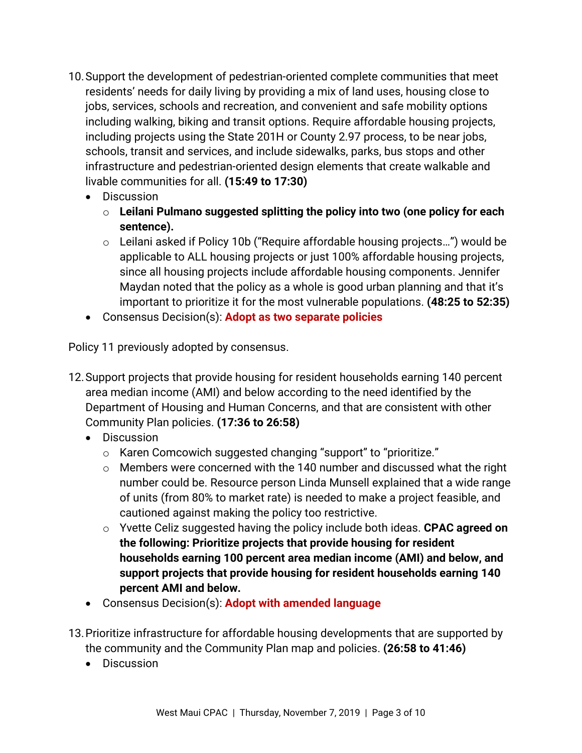10. Support the development of pedestrian-oriented complete communities that meet residents' needs for daily living by providing a mix of land uses, housing close to jobs, services, schools and recreation, and convenient and safe mobility options including walking, biking and transit options. Require affordable housing projects, including projects using the State 201H or County 2.97 process, to be near jobs, schools, transit and services, and include sidewalks, parks, bus stops and other infrastructure and pedestrian-oriented design elements that create walkable and livable communities for all. **(15:49 to 17:30)**
   - Discussion
     - **Leilani Pulmano suggested splitting the policy into two (one policy for each sentence).**
     - Leilani asked if Policy 10b ("Require affordable housing projects…") would be applicable to ALL housing projects or just 100% affordable housing projects, since all housing projects include affordable housing components. Jennifer Maydan noted that the policy as a whole is good urban planning and that it's important to prioritize it for the most vulnerable populations. **(48:25 to 52:35)**
   - Consensus Decision(s): **Adopt as two separate policies**

Policy 11 previously adopted by consensus.

12. Support projects that provide housing for resident households earning 140 percent area median income (AMI) and below according to the need identified by the Department of Housing and Human Concerns, and that are consistent with other Community Plan policies. **(17:36 to 26:58)**
   - Discussion
     - Karen Comcowich suggested changing "support" to "prioritize."
     - Members were concerned with the 140 number and discussed what the right number could be. Resource person Linda Munsell explained that a wide range of units (from 80% to market rate) is needed to make a project feasible, and cautioned against making the policy too restrictive.
     - Yvette Celiz suggested having the policy include both ideas. **CPAC agreed on the following: Prioritize projects that provide housing for resident households earning 100 percent area median income (AMI) and below, and support projects that provide housing for resident households earning 140 percent AMI and below.**
   - Consensus Decision(s): **Adopt with amended language**

13. Prioritize infrastructure for affordable housing developments that are supported by the community and the Community Plan map and policies. **(26:58 to 41:46)**
   - Discussion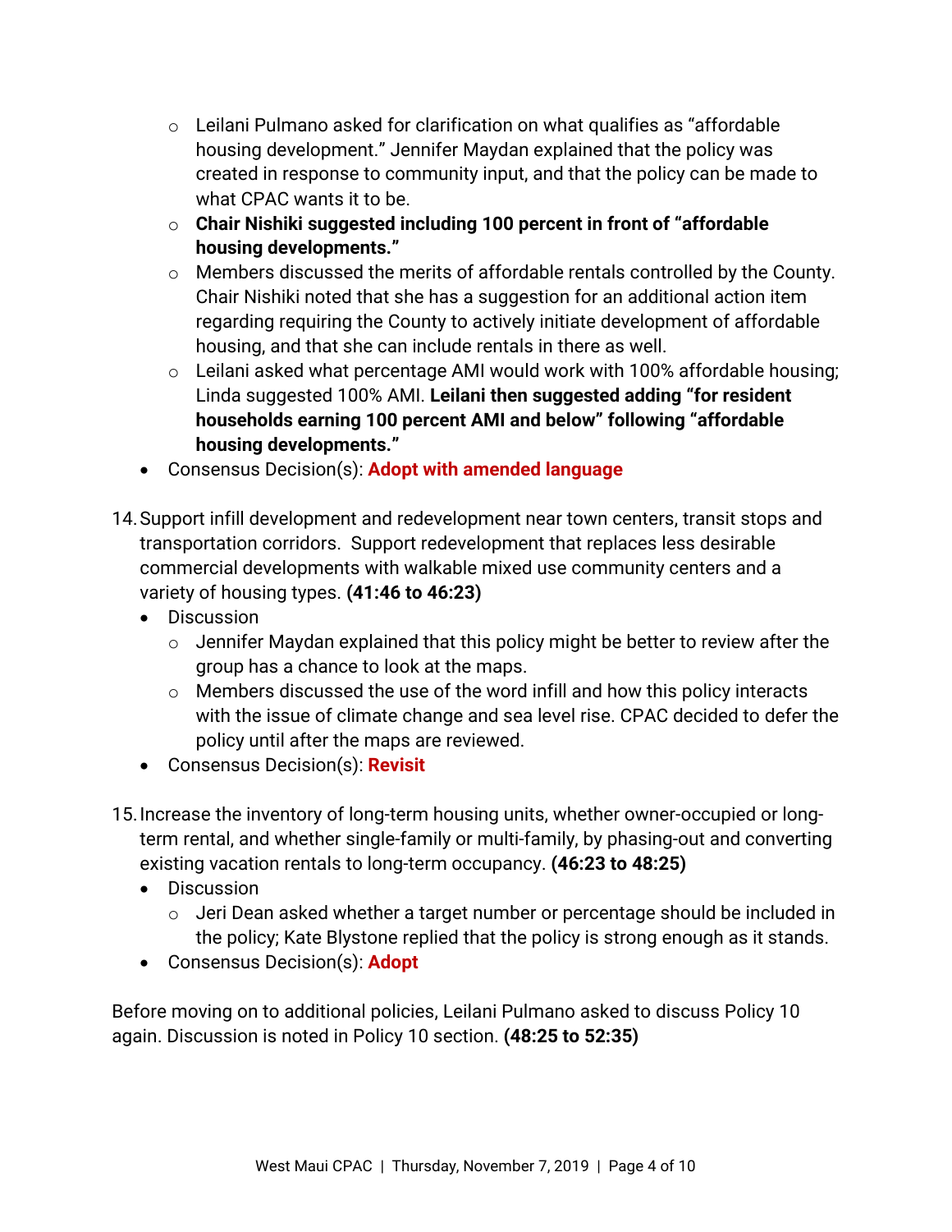- Leilani Pulmano asked for clarification on what qualifies as "affordable housing development." Jennifer Maydan explained that the policy was created in response to community input, and that the policy can be made to what CPAC wants it to be.
  - **Chair Nishiki suggested including 100 percent in front of "affordable housing developments."**
  - Members discussed the merits of affordable rentals controlled by the County. Chair Nishiki noted that she has a suggestion for an additional action item regarding requiring the County to actively initiate development of affordable housing, and that she can include rentals in there as well.
  - Leilani asked what percentage AMI would work with 100% affordable housing; Linda suggested 100% AMI. **Leilani then suggested adding "for resident households earning 100 percent AMI and below" following "affordable housing developments."**
- Consensus Decision(s): **Adopt with amended language**

14. Support infill development and redevelopment near town centers, transit stops and transportation corridors. Support redevelopment that replaces less desirable commercial developments with walkable mixed use community centers and a variety of housing types. **(41:46 to 46:23)**
    - Discussion
      - Jennifer Maydan explained that this policy might be better to review after the group has a chance to look at the maps.
      - Members discussed the use of the word infill and how this policy interacts with the issue of climate change and sea level rise. CPAC decided to defer the policy until after the maps are reviewed.
    - Consensus Decision(s): **Revisit**

15. Increase the inventory of long-term housing units, whether owner-occupied or long-term rental, and whether single-family or multi-family, by phasing-out and converting existing vacation rentals to long-term occupancy. **(46:23 to 48:25)**
    - Discussion
      - Jeri Dean asked whether a target number or percentage should be included in the policy; Kate Blystone replied that the policy is strong enough as it stands.
    - Consensus Decision(s): **Adopt**

Before moving on to additional policies, Leilani Pulmano asked to discuss Policy 10 again. Discussion is noted in Policy 10 section. **(48:25 to 52:35)**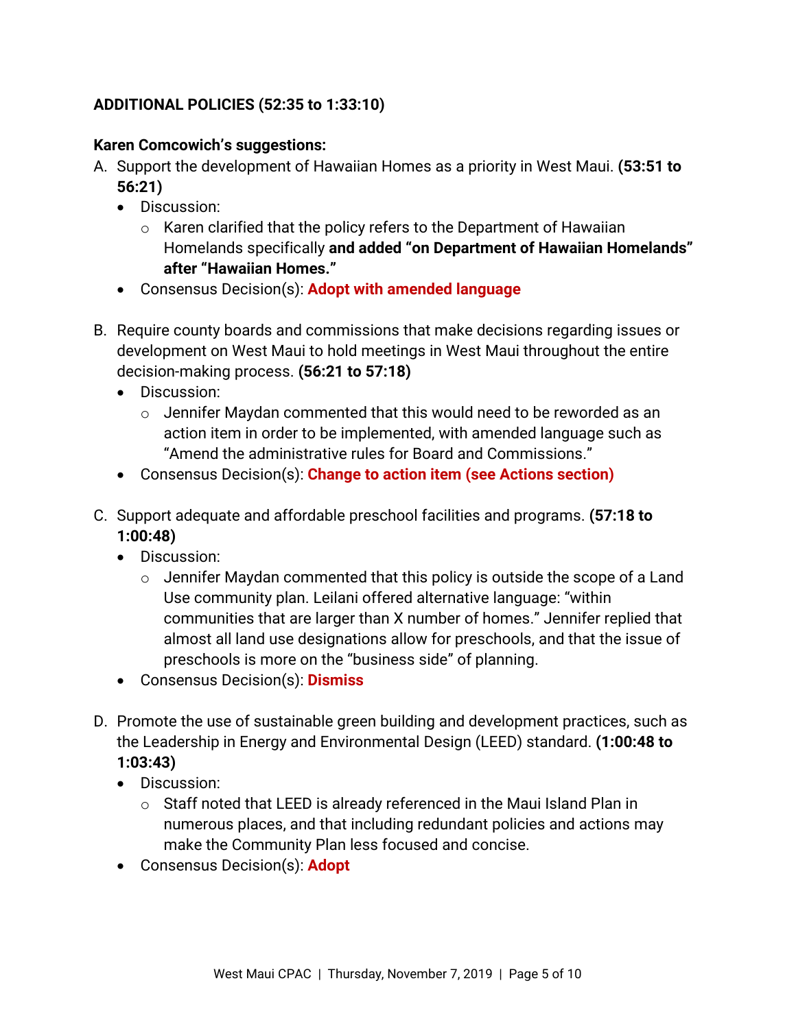**ADDITIONAL POLICIES (52:35 to 1:33:10)**

**Karen Comcowich's suggestions:**

A. Support the development of Hawaiian Homes as a priority in West Maui. **(53:51 to 56:21)**
   - Discussion:
     - Karen clarified that the policy refers to the Department of Hawaiian Homelands specifically **and added "on Department of Hawaiian Homelands" after "Hawaiian Homes."**
   - Consensus Decision(s): **Adopt with amended language**

B. Require county boards and commissions that make decisions regarding issues or development on West Maui to hold meetings in West Maui throughout the entire decision-making process. **(56:21 to 57:18)**
   - Discussion:
     - Jennifer Maydan commented that this would need to be reworded as an action item in order to be implemented, with amended language such as "Amend the administrative rules for Board and Commissions."
   - Consensus Decision(s): **Change to action item (see Actions section)**

C. Support adequate and affordable preschool facilities and programs. **(57:18 to 1:00:48)**
   - Discussion:
     - Jennifer Maydan commented that this policy is outside the scope of a Land Use community plan. Leilani offered alternative language: "within communities that are larger than X number of homes." Jennifer replied that almost all land use designations allow for preschools, and that the issue of preschools is more on the "business side" of planning.
   - Consensus Decision(s): **Dismiss**

D. Promote the use of sustainable green building and development practices, such as the Leadership in Energy and Environmental Design (LEED) standard. **(1:00:48 to 1:03:43)**
   - Discussion:
     - Staff noted that LEED is already referenced in the Maui Island Plan in numerous places, and that including redundant policies and actions may make the Community Plan less focused and concise.
   - Consensus Decision(s): **Adopt**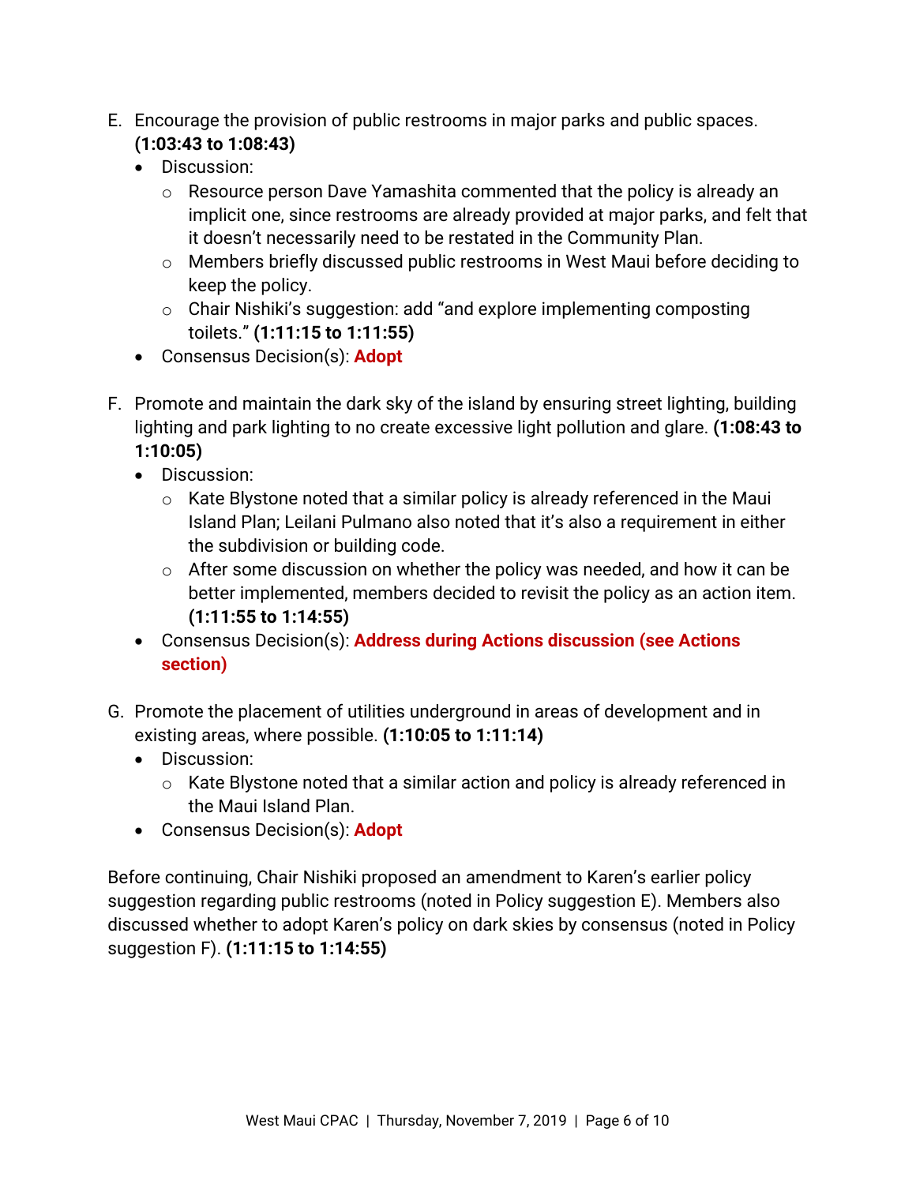E. Encourage the provision of public restrooms in major parks and public spaces. **(1:03:43 to 1:08:43)**
   - Discussion:
     - Resource person Dave Yamashita commented that the policy is already an implicit one, since restrooms are already provided at major parks, and felt that it doesn't necessarily need to be restated in the Community Plan.
     - Members briefly discussed public restrooms in West Maui before deciding to keep the policy.
     - Chair Nishiki's suggestion: add "and explore implementing composting toilets." **(1:11:15 to 1:11:55)**
   - Consensus Decision(s): **Adopt**

F. Promote and maintain the dark sky of the island by ensuring street lighting, building lighting and park lighting to no create excessive light pollution and glare. **(1:08:43 to 1:10:05)**
   - Discussion:
     - Kate Blystone noted that a similar policy is already referenced in the Maui Island Plan; Leilani Pulmano also noted that it's also a requirement in either the subdivision or building code.
     - After some discussion on whether the policy was needed, and how it can be better implemented, members decided to revisit the policy as an action item. **(1:11:55 to 1:14:55)**
   - Consensus Decision(s): **Address during Actions discussion (see Actions section)**

G. Promote the placement of utilities underground in areas of development and in existing areas, where possible. **(1:10:05 to 1:11:14)**
   - Discussion:
     - Kate Blystone noted that a similar action and policy is already referenced in the Maui Island Plan.
   - Consensus Decision(s): **Adopt**

Before continuing, Chair Nishiki proposed an amendment to Karen's earlier policy suggestion regarding public restrooms (noted in Policy suggestion E). Members also discussed whether to adopt Karen's policy on dark skies by consensus (noted in Policy suggestion F). **(1:11:15 to 1:14:55)**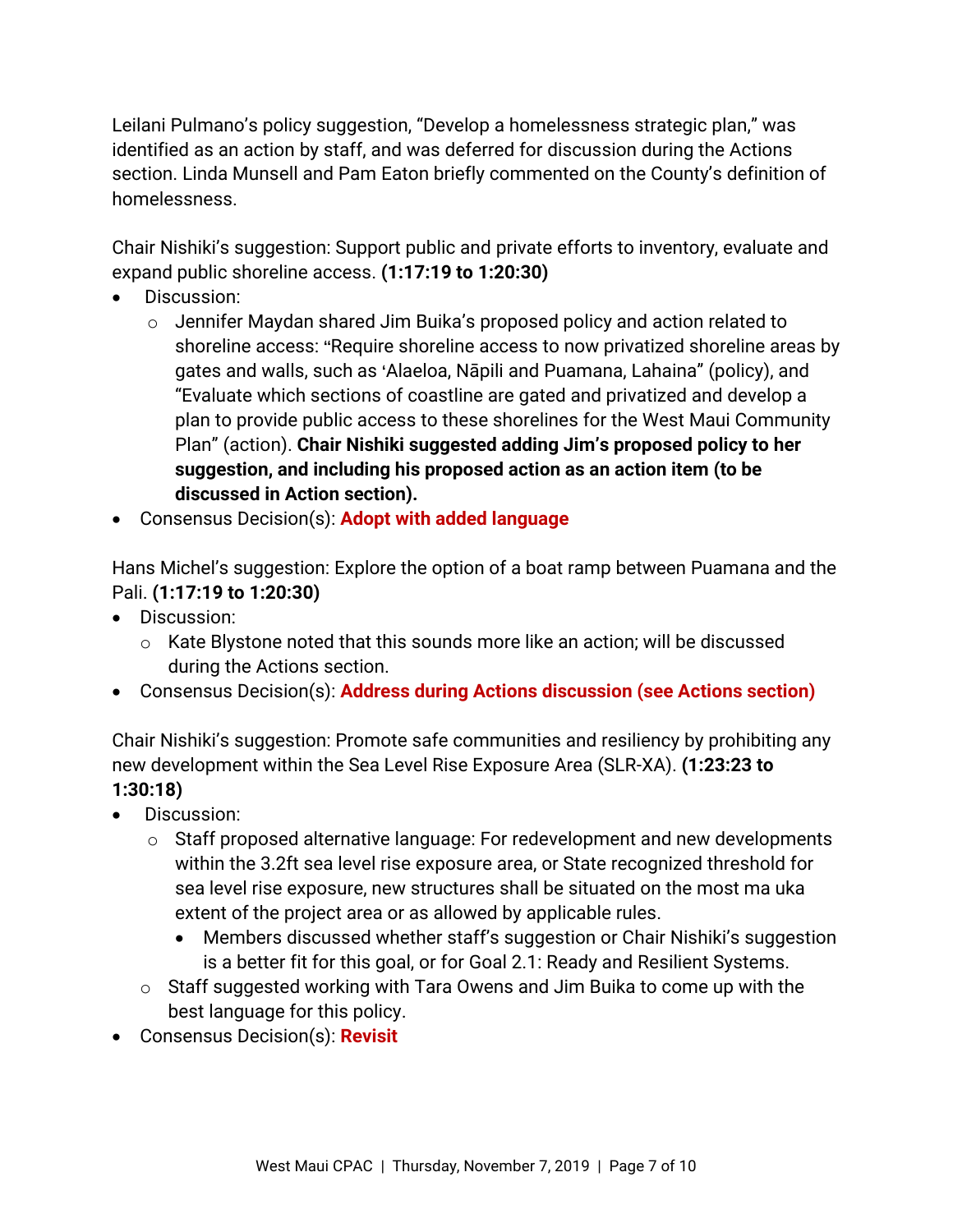Leilani Pulmano's policy suggestion, "Develop a homelessness strategic plan," was identified as an action by staff, and was deferred for discussion during the Actions section. Linda Munsell and Pam Eaton briefly commented on the County's definition of homelessness.

Chair Nishiki's suggestion: Support public and private efforts to inventory, evaluate and expand public shoreline access. **(1:17:19 to 1:20:30)**

- Discussion:
  - Jennifer Maydan shared Jim Buika's proposed policy and action related to shoreline access: "Require shoreline access to now privatized shoreline areas by gates and walls, such as ʻAlaeloa, Nāpili and Puamana, Lahaina" (policy), and "Evaluate which sections of coastline are gated and privatized and develop a plan to provide public access to these shorelines for the West Maui Community Plan" (action). **Chair Nishiki suggested adding Jim's proposed policy to her suggestion, and including his proposed action as an action item (to be discussed in Action section).**
- Consensus Decision(s): **Adopt with added language**

Hans Michel's suggestion: Explore the option of a boat ramp between Puamana and the Pali. **(1:17:19 to 1:20:30)**

- Discussion:
  - Kate Blystone noted that this sounds more like an action; will be discussed during the Actions section.
- Consensus Decision(s): **Address during Actions discussion (see Actions section)**

Chair Nishiki's suggestion: Promote safe communities and resiliency by prohibiting any new development within the Sea Level Rise Exposure Area (SLR-XA). **(1:23:23 to 1:30:18)**

- Discussion:
  - Staff proposed alternative language: For redevelopment and new developments within the 3.2ft sea level rise exposure area, or State recognized threshold for sea level rise exposure, new structures shall be situated on the most ma uka extent of the project area or as allowed by applicable rules.
    - Members discussed whether staff's suggestion or Chair Nishiki's suggestion is a better fit for this goal, or for Goal 2.1: Ready and Resilient Systems.
  - Staff suggested working with Tara Owens and Jim Buika to come up with the best language for this policy.
- Consensus Decision(s): **Revisit**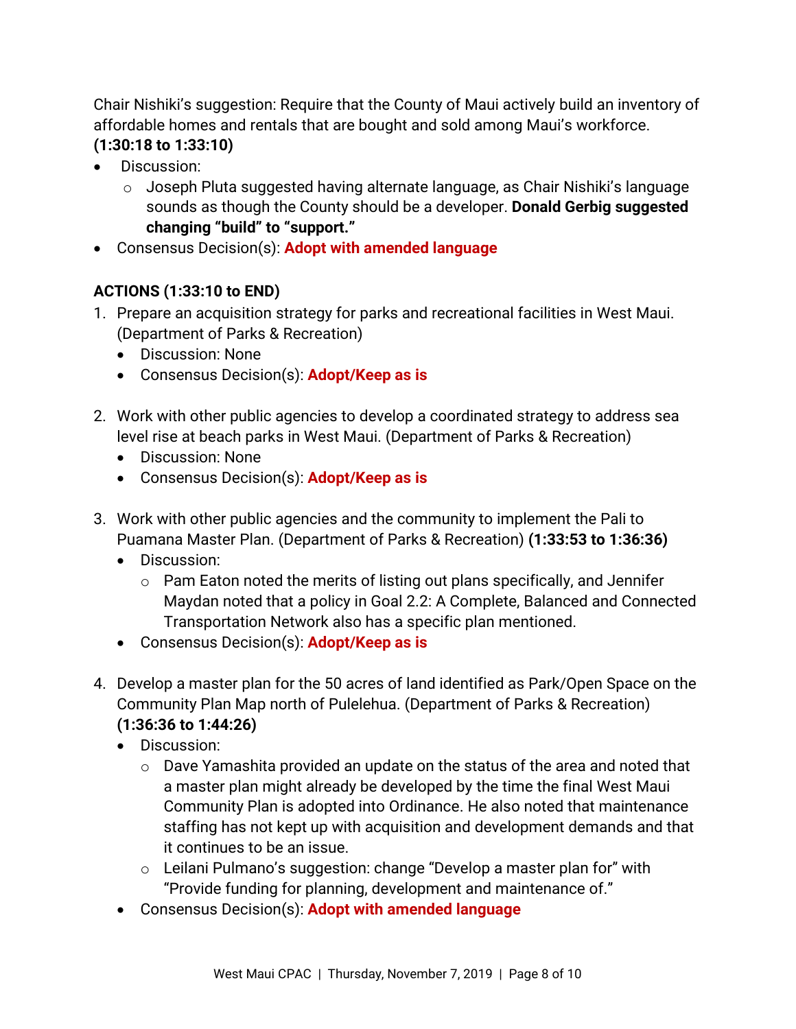Chair Nishiki's suggestion: Require that the County of Maui actively build an inventory of affordable homes and rentals that are bought and sold among Maui's workforce. **(1:30:18 to 1:33:10)**

- Discussion:
  - Joseph Pluta suggested having alternate language, as Chair Nishiki's language sounds as though the County should be a developer. **Donald Gerbig suggested changing "build" to "support."**
- Consensus Decision(s): **Adopt with amended language**

**ACTIONS (1:33:10 to END)**

1. Prepare an acquisition strategy for parks and recreational facilities in West Maui. (Department of Parks & Recreation)
   - Discussion: None
   - Consensus Decision(s): **Adopt/Keep as is**

2. Work with other public agencies to develop a coordinated strategy to address sea level rise at beach parks in West Maui. (Department of Parks & Recreation)
   - Discussion: None
   - Consensus Decision(s): **Adopt/Keep as is**

3. Work with other public agencies and the community to implement the Pali to Puamana Master Plan. (Department of Parks & Recreation) **(1:33:53 to 1:36:36)**
   - Discussion:
     - Pam Eaton noted the merits of listing out plans specifically, and Jennifer Maydan noted that a policy in Goal 2.2: A Complete, Balanced and Connected Transportation Network also has a specific plan mentioned.
   - Consensus Decision(s): **Adopt/Keep as is**

4. Develop a master plan for the 50 acres of land identified as Park/Open Space on the Community Plan Map north of Pulelehua. (Department of Parks & Recreation) **(1:36:36 to 1:44:26)**
   - Discussion:
     - Dave Yamashita provided an update on the status of the area and noted that a master plan might already be developed by the time the final West Maui Community Plan is adopted into Ordinance. He also noted that maintenance staffing has not kept up with acquisition and development demands and that it continues to be an issue.
     - Leilani Pulmano's suggestion: change "Develop a master plan for" with "Provide funding for planning, development and maintenance of."
   - Consensus Decision(s): **Adopt with amended language**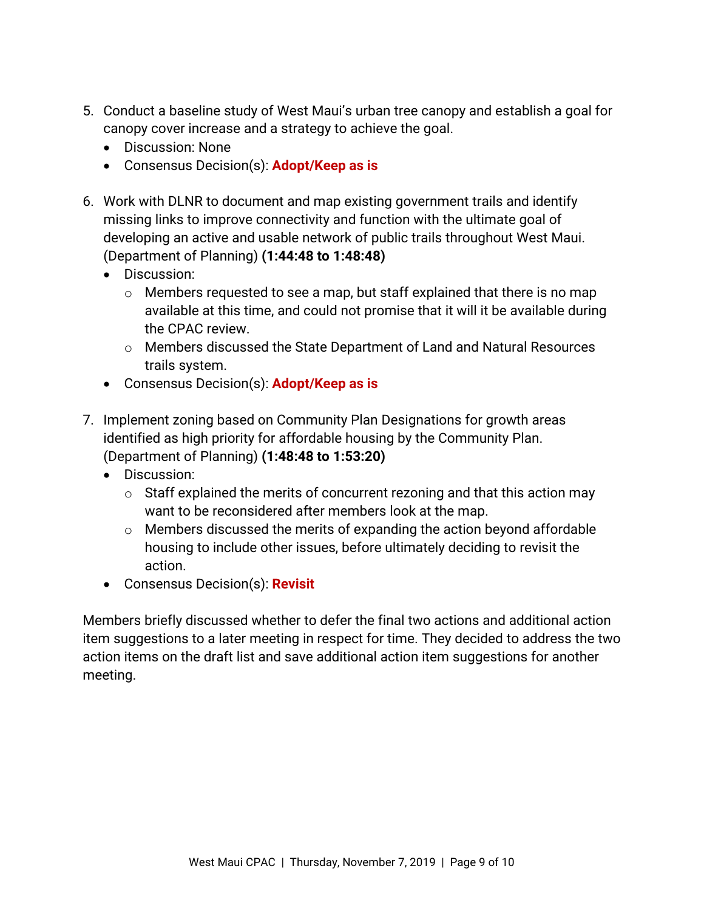5. Conduct a baseline study of West Maui's urban tree canopy and establish a goal for canopy cover increase and a strategy to achieve the goal.
   - Discussion: None
   - Consensus Decision(s): **Adopt/Keep as is**

6. Work with DLNR to document and map existing government trails and identify missing links to improve connectivity and function with the ultimate goal of developing an active and usable network of public trails throughout West Maui. (Department of Planning) **(1:44:48 to 1:48:48)**
   - Discussion:
     - Members requested to see a map, but staff explained that there is no map available at this time, and could not promise that it will it be available during the CPAC review.
     - Members discussed the State Department of Land and Natural Resources trails system.
   - Consensus Decision(s): **Adopt/Keep as is**

7. Implement zoning based on Community Plan Designations for growth areas identified as high priority for affordable housing by the Community Plan. (Department of Planning) **(1:48:48 to 1:53:20)**
   - Discussion:
     - Staff explained the merits of concurrent rezoning and that this action may want to be reconsidered after members look at the map.
     - Members discussed the merits of expanding the action beyond affordable housing to include other issues, before ultimately deciding to revisit the action.
   - Consensus Decision(s): **Revisit**

Members briefly discussed whether to defer the final two actions and additional action item suggestions to a later meeting in respect for time. They decided to address the two action items on the draft list and save additional action item suggestions for another meeting.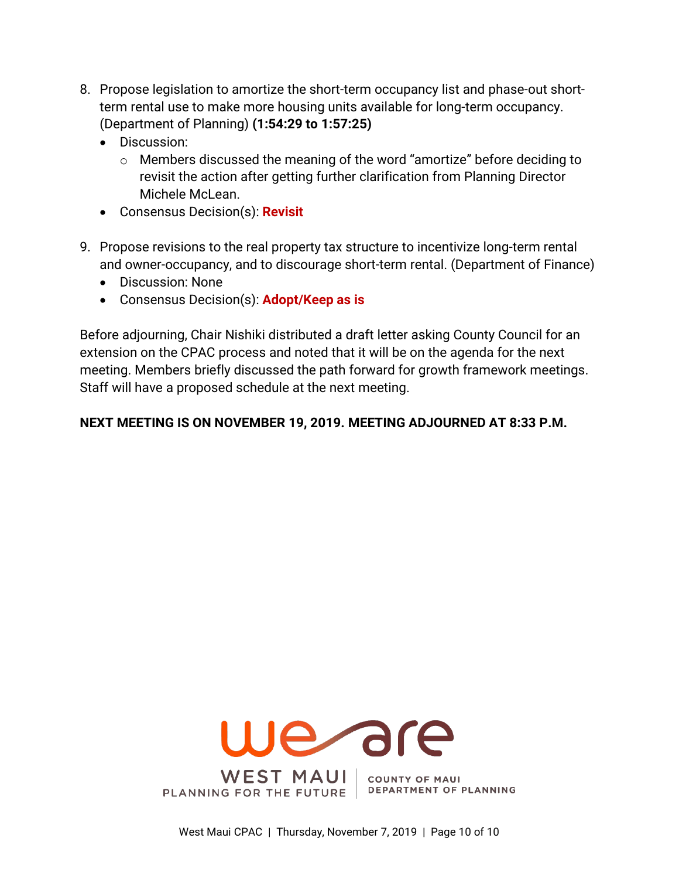8. Propose legislation to amortize the short-term occupancy list and phase-out short-term rental use to make more housing units available for long-term occupancy. (Department of Planning) **(1:54:29 to 1:57:25)**
   - Discussion:
     - Members discussed the meaning of the word "amortize" before deciding to revisit the action after getting further clarification from Planning Director Michele McLean.
   - Consensus Decision(s): **Revisit**

9. Propose revisions to the real property tax structure to incentivize long-term rental and owner-occupancy, and to discourage short-term rental. (Department of Finance)
   - Discussion: None
   - Consensus Decision(s): **Adopt/Keep as is**

Before adjourning, Chair Nishiki distributed a draft letter asking County Council for an extension on the CPAC process and noted that it will be on the agenda for the next meeting. Members briefly discussed the path forward for growth framework meetings. Staff will have a proposed schedule at the next meeting.

**NEXT MEETING IS ON NOVEMBER 19, 2019. MEETING ADJOURNED AT 8:33 P.M.**